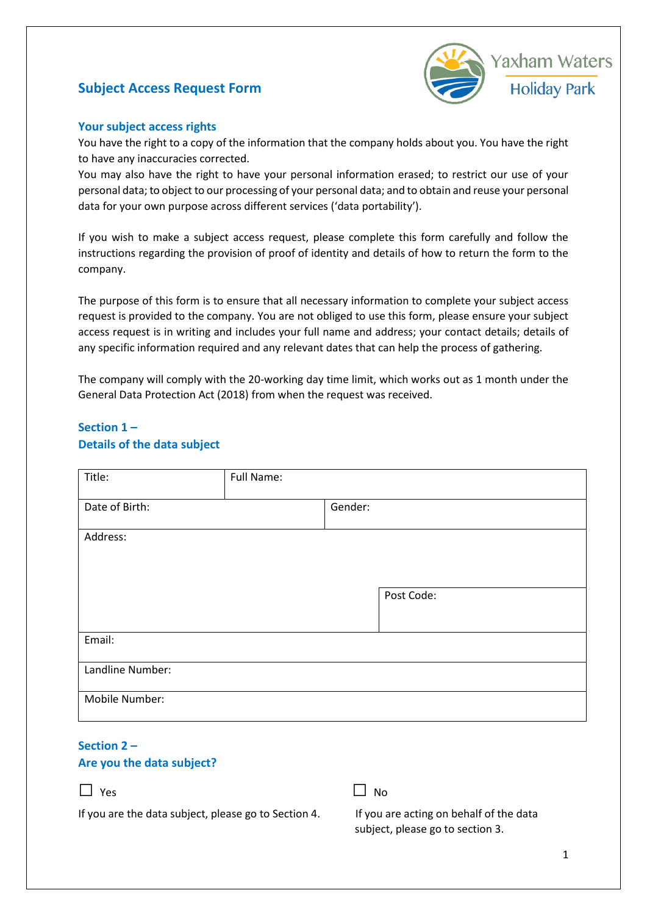# Subject Access Request Form

Yaxham Waters Holiday Park

## Your subject access rights

You have the right to a copy of the information that the company holds about you. You have the right to have any inaccuracies corrected.

You may also have the right to have your personal information erased; to restrict our use of your personal data; to object to our processing of your personal data; and to obtain and reuse your personal data for your own purpose across different services ('data portability').

If you wish to make a subject access request, please complete this form carefully and follow the instructions regarding the provision of proof of identity and details of how to return the form to the company.

The purpose of this form is to ensure that all necessary information to complete your subject access request is provided to the company. You are not obliged to use this form, please ensure your subject access request is in writing and includes your full name and address; your contact details; details of any specific information required and any relevant dates that can help the process of gathering.

The company will comply with the 20-working day time limit, which works out as 1 month under the General Data Protection Act (2018) from when the request was received.

## Section 1 –
## Details of the data subject

| Title: | Full Name: | |
|---|---|---|
| Date of Birth: | | Gender: |
| Address: | | |
| | | Post Code: |
| Email: | | |
| Landline Number: | | |
| Mobile Number: | | |

## Section 2 –
## Are you the data subject?

☐ Yes

If you are the data subject, please go to Section 4.

☐ No

If you are acting on behalf of the data subject, please go to section 3.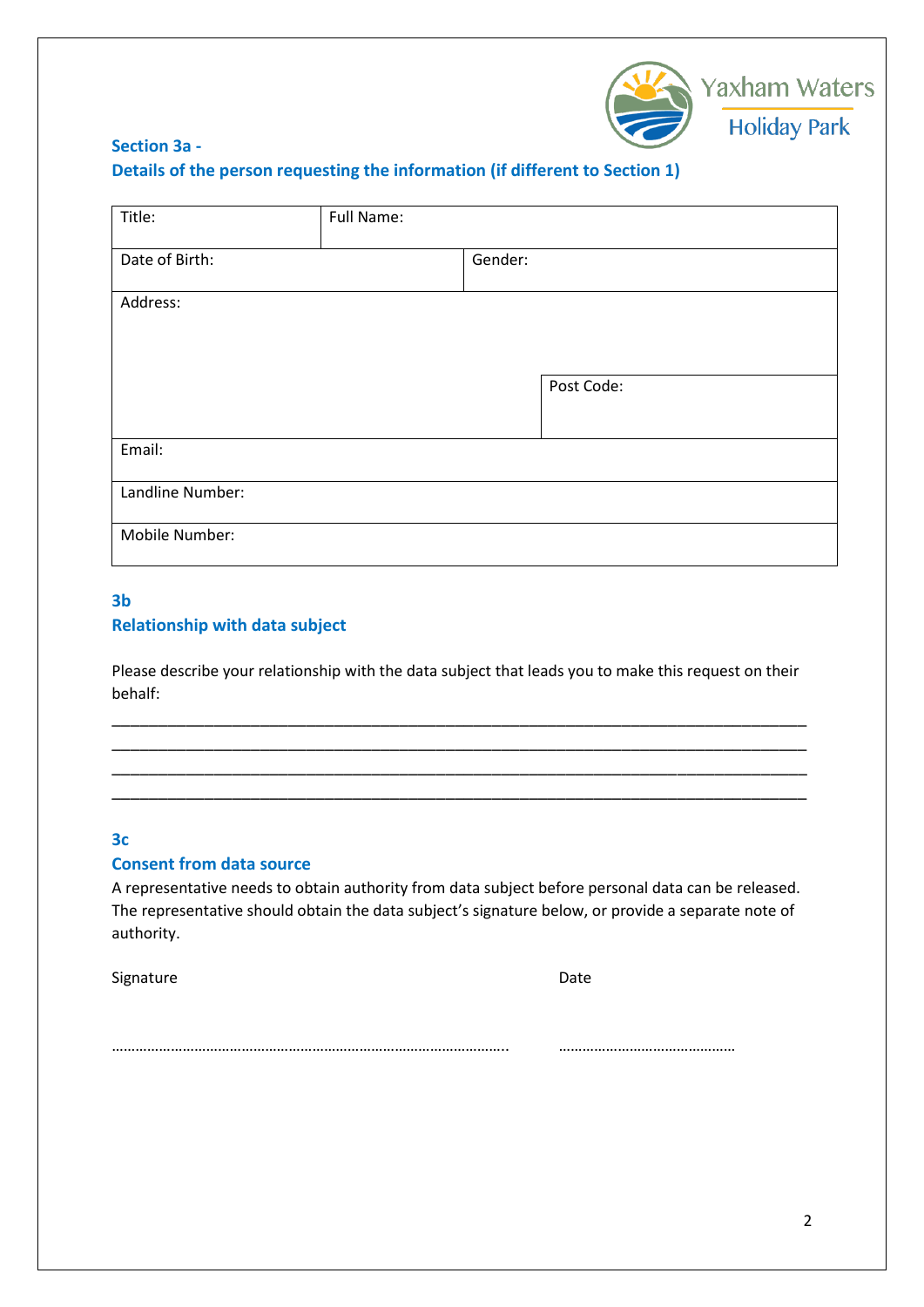### Section 3a -
### Details of the person requesting the information (if different to Section 1)

| Title: | Full Name: | |
|---|---|---|
| Date of Birth: | Gender: | |
| Address: | | |
| | | Post Code: |
| Email: | | |
| Landline Number: | | |
| Mobile Number: | | |

### 3b
### Relationship with data subject

Please describe your relationship with the data subject that leads you to make this request on their behalf:

\_\_\_\_\_\_\_\_\_\_\_\_\_\_\_\_\_\_\_\_\_\_\_\_\_\_\_\_\_\_\_\_\_\_\_\_\_\_\_\_\_\_\_\_\_\_\_\_\_\_\_\_\_\_\_\_\_\_\_\_\_\_\_\_\_\_\_\_\_\_\_\_\_\_\_\_\_\_
\_\_\_\_\_\_\_\_\_\_\_\_\_\_\_\_\_\_\_\_\_\_\_\_\_\_\_\_\_\_\_\_\_\_\_\_\_\_\_\_\_\_\_\_\_\_\_\_\_\_\_\_\_\_\_\_\_\_\_\_\_\_\_\_\_\_\_\_\_\_\_\_\_\_\_\_\_\_
\_\_\_\_\_\_\_\_\_\_\_\_\_\_\_\_\_\_\_\_\_\_\_\_\_\_\_\_\_\_\_\_\_\_\_\_\_\_\_\_\_\_\_\_\_\_\_\_\_\_\_\_\_\_\_\_\_\_\_\_\_\_\_\_\_\_\_\_\_\_\_\_\_\_\_\_\_\_
\_\_\_\_\_\_\_\_\_\_\_\_\_\_\_\_\_\_\_\_\_\_\_\_\_\_\_\_\_\_\_\_\_\_\_\_\_\_\_\_\_\_\_\_\_\_\_\_\_\_\_\_\_\_\_\_\_\_\_\_\_\_\_\_\_\_\_\_\_\_\_\_\_\_\_\_\_\_

### 3c
### Consent from data source

A representative needs to obtain authority from data subject before personal data can be released. The representative should obtain the data subject's signature below, or provide a separate note of authority.

Signature ……………………………………………………………………………………..

Date ………………………………………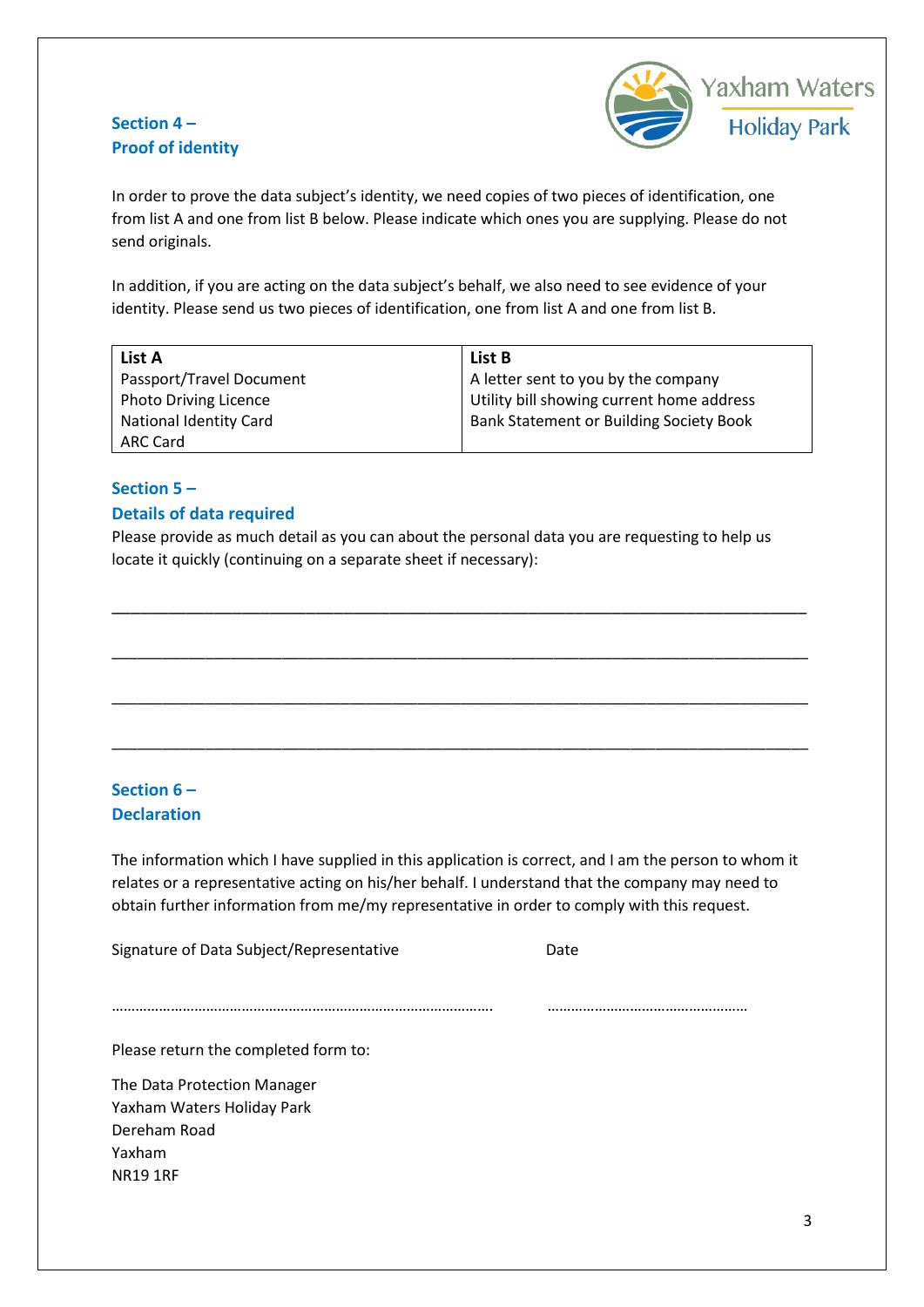## Section 4 – Proof of identity

In order to prove the data subject's identity, we need copies of two pieces of identification, one from list A and one from list B below. Please indicate which ones you are supplying. Please do not send originals.

In addition, if you are acting on the data subject's behalf, we also need to see evidence of your identity. Please send us two pieces of identification, one from list A and one from list B.

| List A | List B |
|---|---|
| Passport/Travel Document | A letter sent to you by the company |
| Photo Driving Licence | Utility bill showing current home address |
| National Identity Card | Bank Statement or Building Society Book |
| ARC Card | |

## Section 5 – Details of data required

Please provide as much detail as you can about the personal data you are requesting to help us locate it quickly (continuing on a separate sheet if necessary):

______________________________________________________________________________

______________________________________________________________________________

______________________________________________________________________________

______________________________________________________________________________

## Section 6 – Declaration

The information which I have supplied in this application is correct, and I am the person to whom it relates or a representative acting on his/her behalf. I understand that the company may need to obtain further information from me/my representative in order to comply with this request.

Signature of Data Subject/Representative                    Date

…………………………………………………………………………………….          ……………………………………………

Please return the completed form to:

The Data Protection Manager
Yaxham Waters Holiday Park
Dereham Road
Yaxham
NR19 1RF